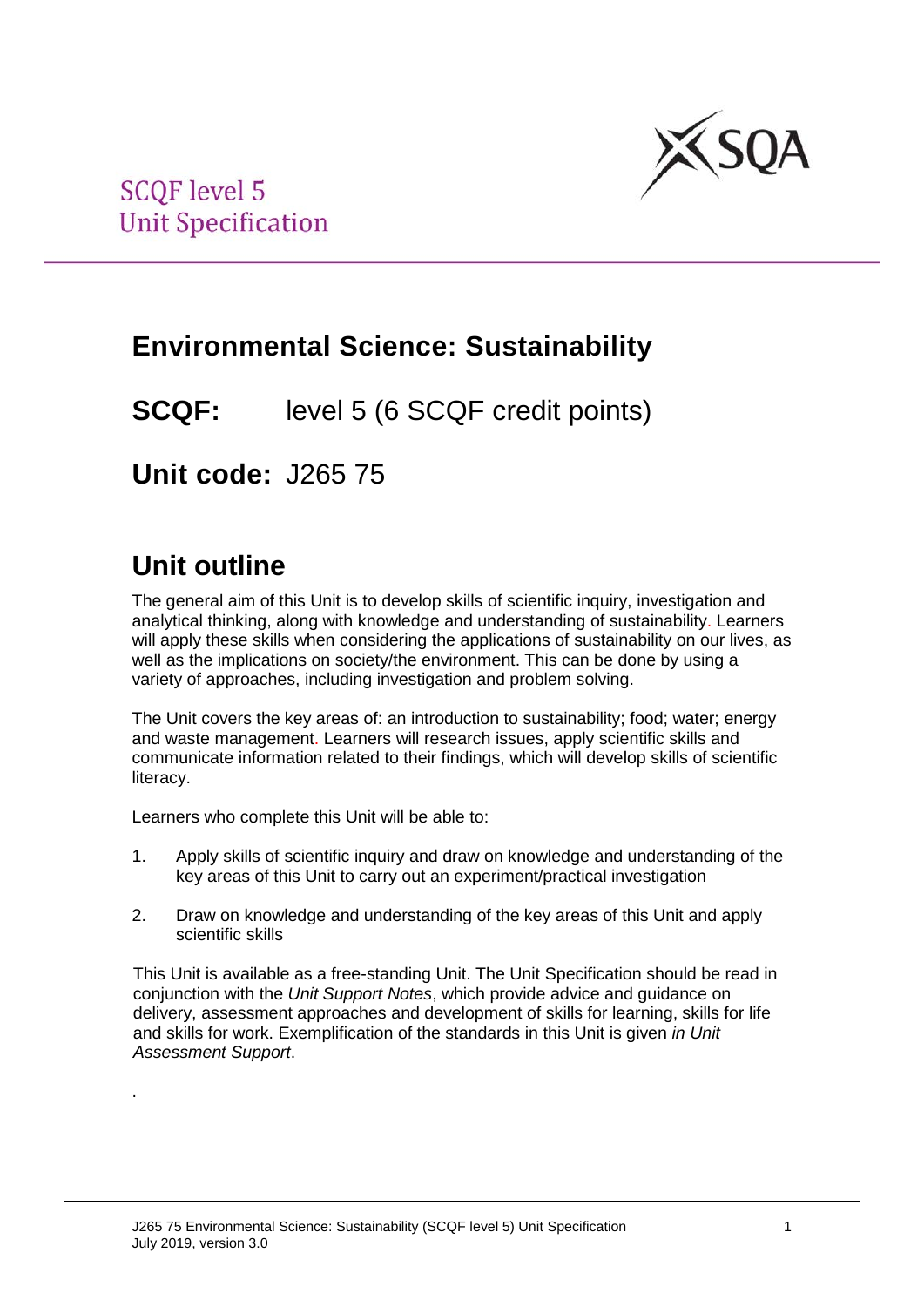SCQF level 5
Unit Specification

# Environmental Science: Sustainability

## SCQF: level 5 (6 SCQF credit points)

## Unit code: J265 75

# Unit outline

The general aim of this Unit is to develop skills of scientific inquiry, investigation and analytical thinking, along with knowledge and understanding of sustainability. Learners will apply these skills when considering the applications of sustainability on our lives, as well as the implications on society/the environment. This can be done by using a variety of approaches, including investigation and problem solving.

The Unit covers the key areas of: an introduction to sustainability; food; water; energy and waste management. Learners will research issues, apply scientific skills and communicate information related to their findings, which will develop skills of scientific literacy.

Learners who complete this Unit will be able to:

1. Apply skills of scientific inquiry and draw on knowledge and understanding of the key areas of this Unit to carry out an experiment/practical investigation
2. Draw on knowledge and understanding of the key areas of this Unit and apply scientific skills

This Unit is available as a free-standing Unit. The Unit Specification should be read in conjunction with the *Unit Support Notes*, which provide advice and guidance on delivery, assessment approaches and development of skills for learning, skills for life and skills for work. Exemplification of the standards in this Unit is given *in Unit Assessment Support*.

.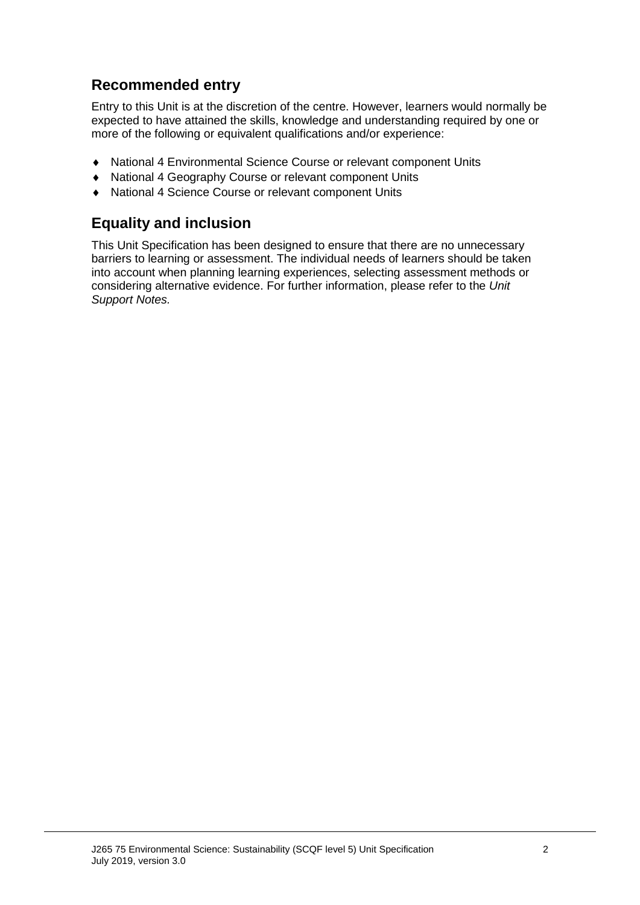## Recommended entry

Entry to this Unit is at the discretion of the centre. However, learners would normally be expected to have attained the skills, knowledge and understanding required by one or more of the following or equivalent qualifications and/or experience:

- National 4 Environmental Science Course or relevant component Units
- National 4 Geography Course or relevant component Units
- National 4 Science Course or relevant component Units

## Equality and inclusion

This Unit Specification has been designed to ensure that there are no unnecessary barriers to learning or assessment. The individual needs of learners should be taken into account when planning learning experiences, selecting assessment methods or considering alternative evidence. For further information, please refer to the *Unit Support Notes.*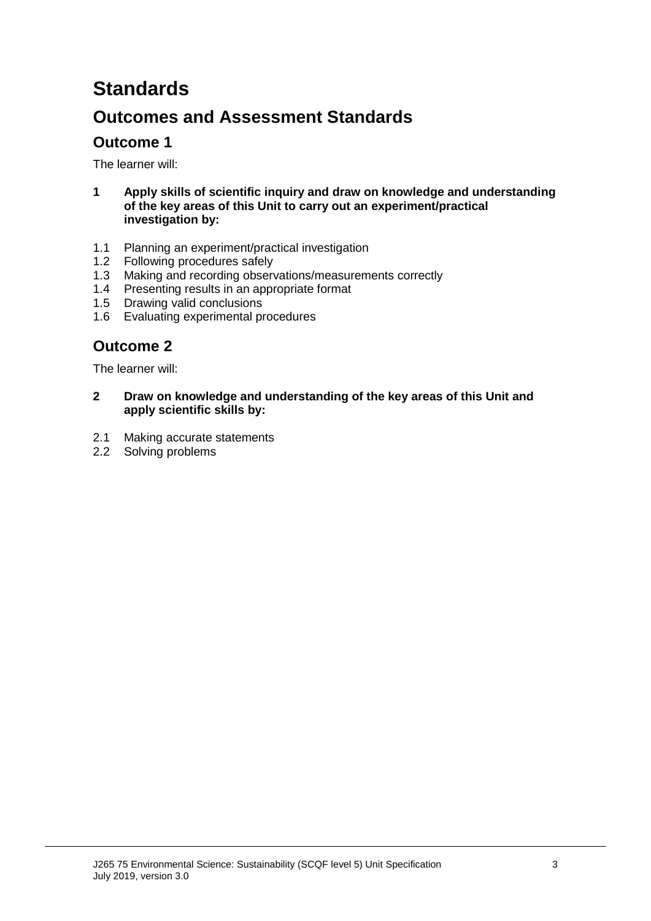# Standards

## Outcomes and Assessment Standards

### Outcome 1

The learner will:

**1 Apply skills of scientific inquiry and draw on knowledge and understanding of the key areas of this Unit to carry out an experiment/practical investigation by:**

1.1 Planning an experiment/practical investigation
1.2 Following procedures safely
1.3 Making and recording observations/measurements correctly
1.4 Presenting results in an appropriate format
1.5 Drawing valid conclusions
1.6 Evaluating experimental procedures

### Outcome 2

The learner will:

**2 Draw on knowledge and understanding of the key areas of this Unit and apply scientific skills by:**

2.1 Making accurate statements
2.2 Solving problems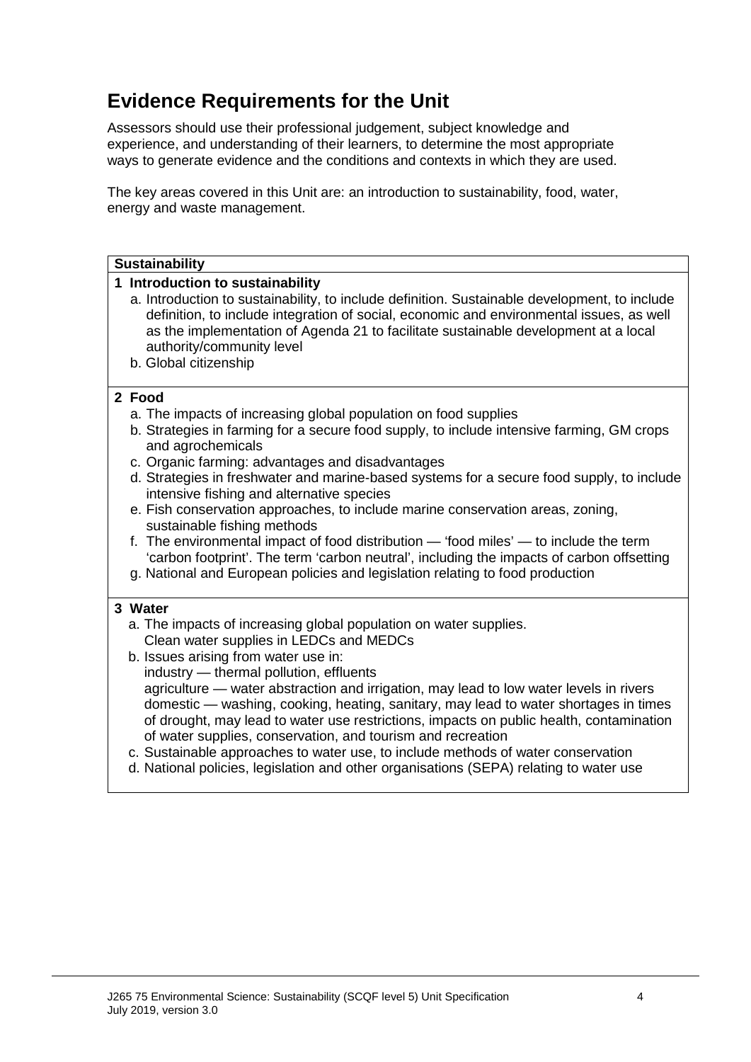## Evidence Requirements for the Unit

Assessors should use their professional judgement, subject knowledge and experience, and understanding of their learners, to determine the most appropriate ways to generate evidence and the conditions and contexts in which they are used.

The key areas covered in this Unit are: an introduction to sustainability, food, water, energy and waste management.

| **Sustainability** |
| --- |
| **1 Introduction to sustainability**<br>a. Introduction to sustainability, to include definition. Sustainable development, to include definition, to include integration of social, economic and environmental issues, as well as the implementation of Agenda 21 to facilitate sustainable development at a local authority/community level<br>b. Global citizenship |
| **2 Food**<br>a. The impacts of increasing global population on food supplies<br>b. Strategies in farming for a secure food supply, to include intensive farming, GM crops and agrochemicals<br>c. Organic farming: advantages and disadvantages<br>d. Strategies in freshwater and marine-based systems for a secure food supply, to include intensive fishing and alternative species<br>e. Fish conservation approaches, to include marine conservation areas, zoning, sustainable fishing methods<br>f. The environmental impact of food distribution — 'food miles' — to include the term 'carbon footprint'. The term 'carbon neutral', including the impacts of carbon offsetting<br>g. National and European policies and legislation relating to food production |
| **3 Water**<br>a. The impacts of increasing global population on water supplies. Clean water supplies in LEDCs and MEDCs<br>b. Issues arising from water use in:<br>industry — thermal pollution, effluents<br>agriculture — water abstraction and irrigation, may lead to low water levels in rivers<br>domestic — washing, cooking, heating, sanitary, may lead to water shortages in times of drought, may lead to water use restrictions, impacts on public health, contamination of water supplies, conservation, and tourism and recreation<br>c. Sustainable approaches to water use, to include methods of water conservation<br>d. National policies, legislation and other organisations (SEPA) relating to water use |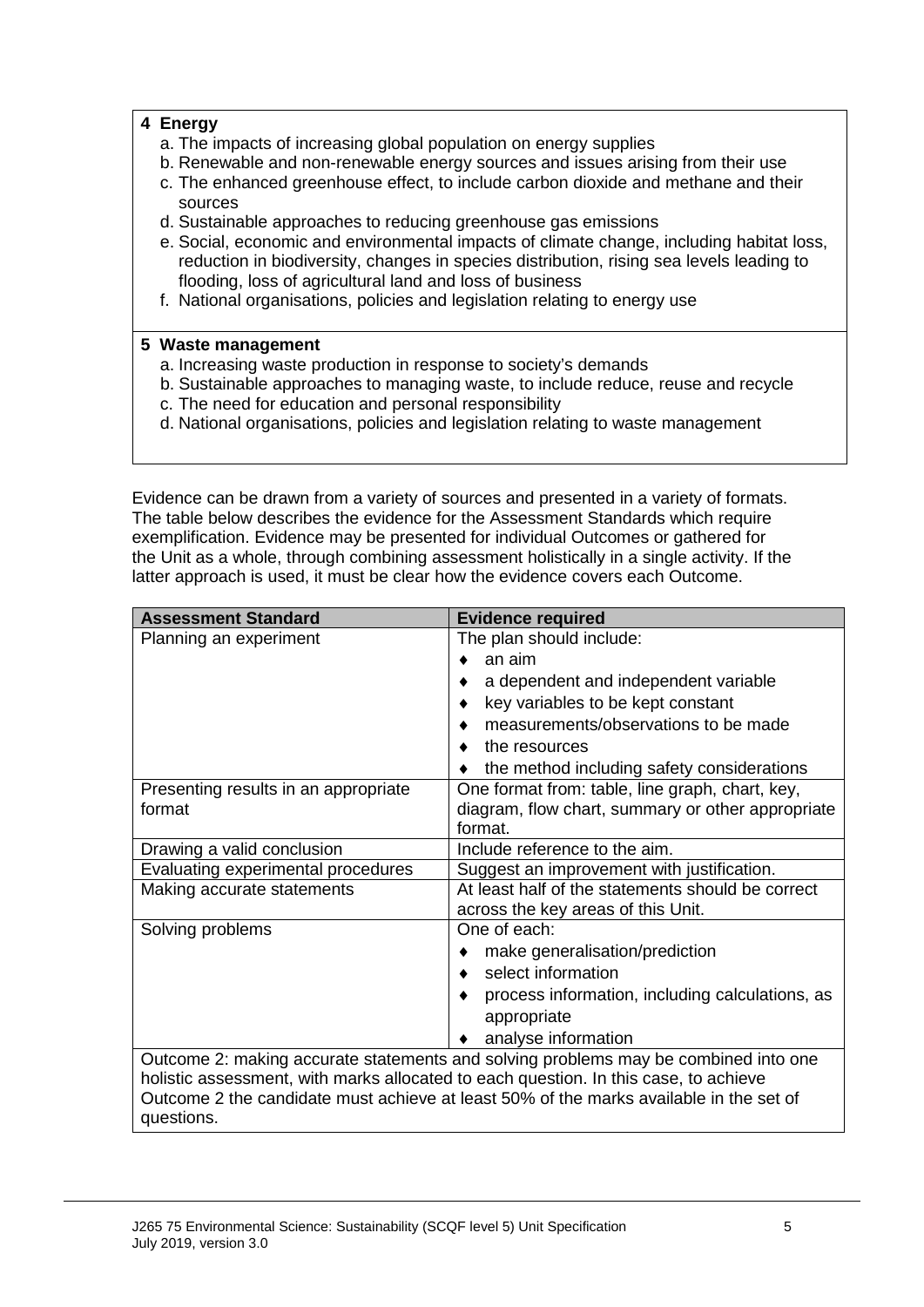**4 Energy**

a. The impacts of increasing global population on energy supplies
b. Renewable and non-renewable energy sources and issues arising from their use
c. The enhanced greenhouse effect, to include carbon dioxide and methane and their sources
d. Sustainable approaches to reducing greenhouse gas emissions
e. Social, economic and environmental impacts of climate change, including habitat loss, reduction in biodiversity, changes in species distribution, rising sea levels leading to flooding, loss of agricultural land and loss of business
f. National organisations, policies and legislation relating to energy use

**5 Waste management**

a. Increasing waste production in response to society's demands
b. Sustainable approaches to managing waste, to include reduce, reuse and recycle
c. The need for education and personal responsibility
d. National organisations, policies and legislation relating to waste management

Evidence can be drawn from a variety of sources and presented in a variety of formats. The table below describes the evidence for the Assessment Standards which require exemplification. Evidence may be presented for individual Outcomes or gathered for the Unit as a whole, through combining assessment holistically in a single activity. If the latter approach is used, it must be clear how the evidence covers each Outcome.

| Assessment Standard | Evidence required |
|---|---|
| Planning an experiment | The plan should include:<br>♦ an aim<br>♦ a dependent and independent variable<br>♦ key variables to be kept constant<br>♦ measurements/observations to be made<br>♦ the resources<br>♦ the method including safety considerations |
| Presenting results in an appropriate format | One format from: table, line graph, chart, key, diagram, flow chart, summary or other appropriate format. |
| Drawing a valid conclusion | Include reference to the aim. |
| Evaluating experimental procedures | Suggest an improvement with justification. |
| Making accurate statements | At least half of the statements should be correct across the key areas of this Unit. |
| Solving problems | One of each:<br>♦ make generalisation/prediction<br>♦ select information<br>♦ process information, including calculations, as appropriate<br>♦ analyse information |
| Outcome 2: making accurate statements and solving problems may be combined into one holistic assessment, with marks allocated to each question. In this case, to achieve Outcome 2 the candidate must achieve at least 50% of the marks available in the set of questions. | |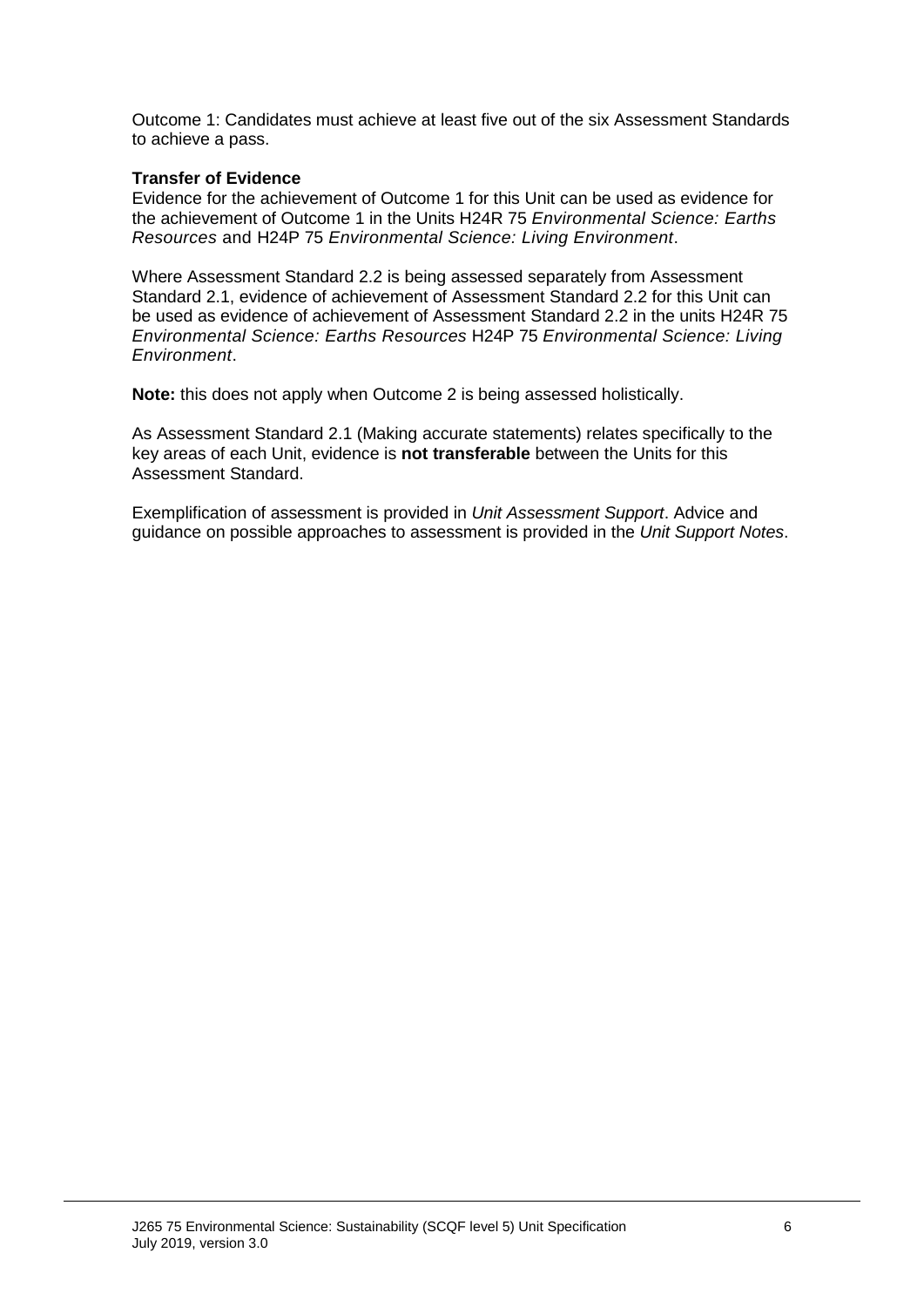Outcome 1: Candidates must achieve at least five out of the six Assessment Standards to achieve a pass.

**Transfer of Evidence**
Evidence for the achievement of Outcome 1 for this Unit can be used as evidence for the achievement of Outcome 1 in the Units H24R 75 *Environmental Science: Earths Resources* and H24P 75 *Environmental Science: Living Environment*.

Where Assessment Standard 2.2 is being assessed separately from Assessment Standard 2.1, evidence of achievement of Assessment Standard 2.2 for this Unit can be used as evidence of achievement of Assessment Standard 2.2 in the units H24R 75 *Environmental Science: Earths Resources* H24P 75 *Environmental Science: Living Environment*.

**Note:** this does not apply when Outcome 2 is being assessed holistically.

As Assessment Standard 2.1 (Making accurate statements) relates specifically to the key areas of each Unit, evidence is **not transferable** between the Units for this Assessment Standard.

Exemplification of assessment is provided in *Unit Assessment Support*. Advice and guidance on possible approaches to assessment is provided in the *Unit Support Notes*.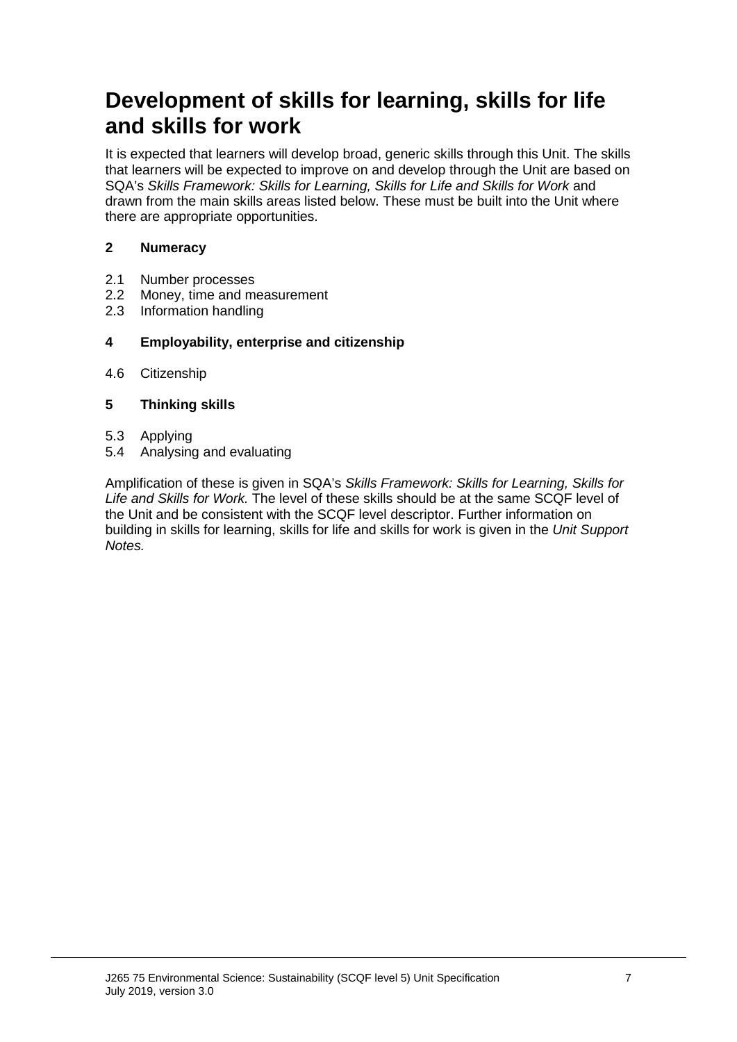# Development of skills for learning, skills for life and skills for work

It is expected that learners will develop broad, generic skills through this Unit. The skills that learners will be expected to improve on and develop through the Unit are based on SQA's *Skills Framework: Skills for Learning, Skills for Life and Skills for Work* and drawn from the main skills areas listed below. These must be built into the Unit where there are appropriate opportunities.

**2 Numeracy**

2.1 Number processes
2.2 Money, time and measurement
2.3 Information handling

**4 Employability, enterprise and citizenship**

4.6 Citizenship

**5 Thinking skills**

5.3 Applying
5.4 Analysing and evaluating

Amplification of these is given in SQA's *Skills Framework: Skills for Learning, Skills for Life and Skills for Work.* The level of these skills should be at the same SCQF level of the Unit and be consistent with the SCQF level descriptor. Further information on building in skills for learning, skills for life and skills for work is given in the *Unit Support Notes.*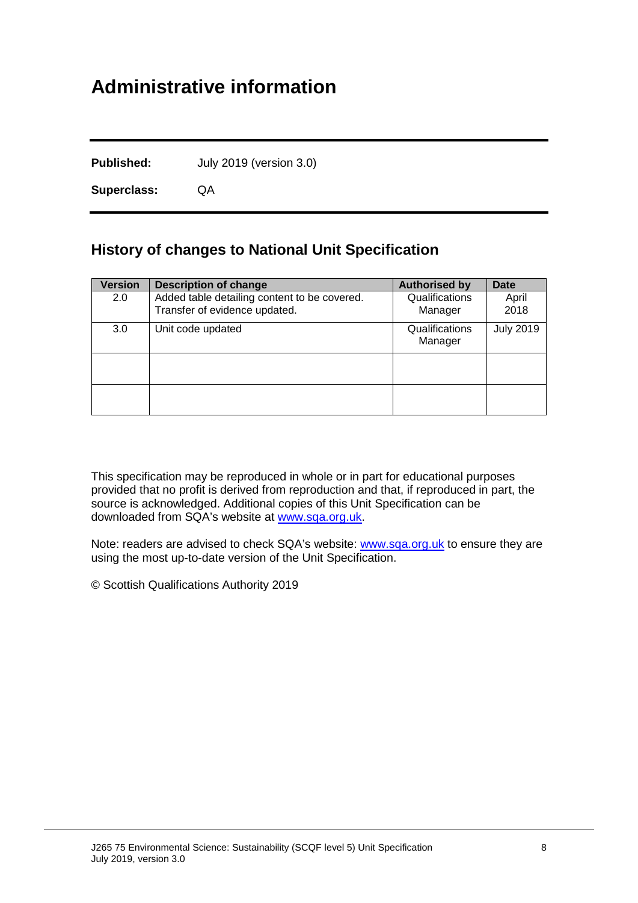# Administrative information

**Published:** July 2019 (version 3.0)

**Superclass:** QA

## History of changes to National Unit Specification

| Version | Description of change | Authorised by | Date |
|---|---|---|---|
| 2.0 | Added table detailing content to be covered. Transfer of evidence updated. | Qualifications Manager | April 2018 |
| 3.0 | Unit code updated | Qualifications Manager | July 2019 |
| | | | |
| | | | |

This specification may be reproduced in whole or in part for educational purposes provided that no profit is derived from reproduction and that, if reproduced in part, the source is acknowledged. Additional copies of this Unit Specification can be downloaded from SQA's website at www.sqa.org.uk.

Note: readers are advised to check SQA's website: www.sqa.org.uk to ensure they are using the most up-to-date version of the Unit Specification.

© Scottish Qualifications Authority 2019